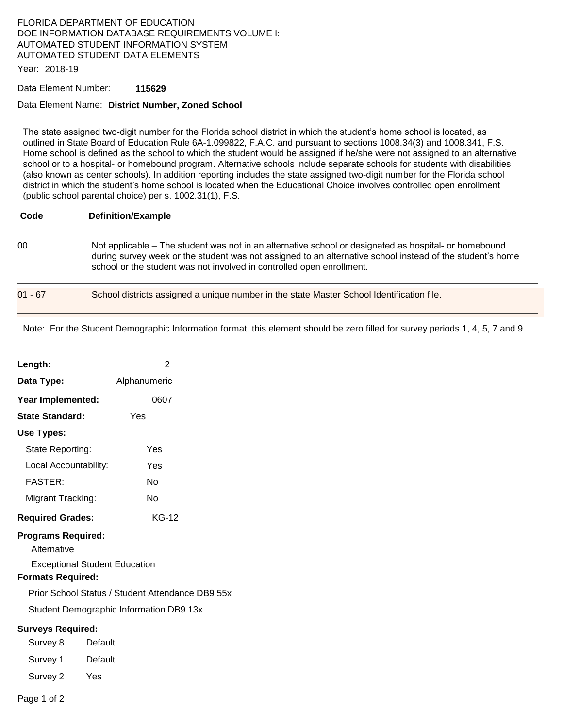FLORIDA DEPARTMENT OF EDUCATION
DOE INFORMATION DATABASE REQUIREMENTS VOLUME I:
AUTOMATED STUDENT INFORMATION SYSTEM
AUTOMATED STUDENT DATA ELEMENTS

Year: 2018-19

Data Element Number: **115629**

Data Element Name: **District Number, Zoned School**

---

The state assigned two-digit number for the Florida school district in which the student's home school is located, as outlined in State Board of Education Rule 6A-1.099822, F.A.C. and pursuant to sections 1008.34(3) and 1008.341, F.S. Home school is defined as the school to which the student would be assigned if he/she were not assigned to an alternative school or to a hospital- or homebound program. Alternative schools include separate schools for students with disabilities (also known as center schools). In addition reporting includes the state assigned two-digit number for the Florida school district in which the student's home school is located when the Educational Choice involves controlled open enrollment (public school parental choice) per s. 1002.31(1), F.S.

| Code | Definition/Example |
|---|---|
| 00 | Not applicable – The student was not in an alternative school or designated as hospital- or homebound during survey week or the student was not assigned to an alternative school instead of the student's home school or the student was not involved in controlled open enrollment. |
| 01 - 67 | School districts assigned a unique number in the state Master School Identification file. |

Note: For the Student Demographic Information format, this element should be zero filled for survey periods 1, 4, 5, 7 and 9.

**Length:** 2

**Data Type:** Alphanumeric

**Year Implemented:** 0607

**State Standard:** Yes

**Use Types:**

- State Reporting: Yes
- Local Accountability: Yes
- FASTER: No
- Migrant Tracking: No

**Required Grades:** KG-12

**Programs Required:**

- Alternative
- Exceptional Student Education

**Formats Required:**

- Prior School Status / Student Attendance DB9 55x
- Student Demographic Information DB9 13x

**Surveys Required:**

| Survey | |
|---|---|
| Survey 8 | Default |
| Survey 1 | Default |
| Survey 2 | Yes |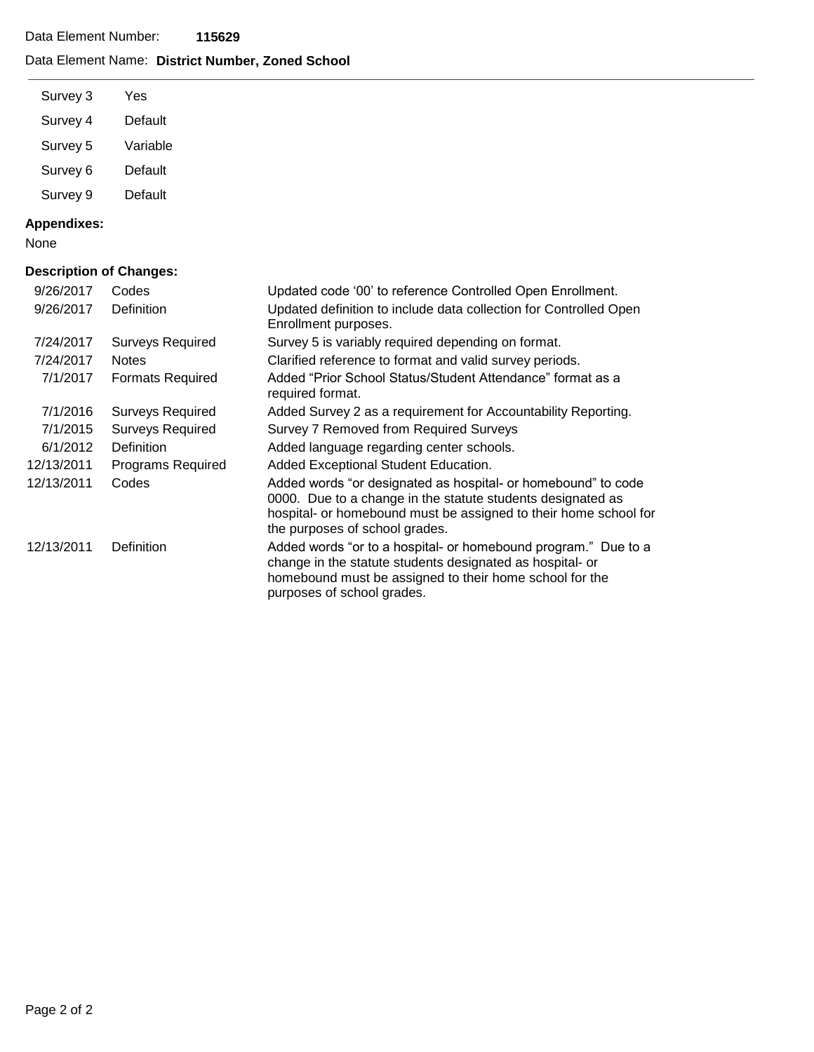Data Element Number: **115629**

Data Element Name: **District Number, Zoned School**

| | |
|---|---|
| Survey 3 | Yes |
| Survey 4 | Default |
| Survey 5 | Variable |
| Survey 6 | Default |
| Survey 9 | Default |

**Appendixes:**

None

**Description of Changes:**

| | | |
|---|---|---|
| 9/26/2017 | Codes | Updated code '00' to reference Controlled Open Enrollment. |
| 9/26/2017 | Definition | Updated definition to include data collection for Controlled Open Enrollment purposes. |
| 7/24/2017 | Surveys Required | Survey 5 is variably required depending on format. |
| 7/24/2017 | Notes | Clarified reference to format and valid survey periods. |
| 7/1/2017 | Formats Required | Added "Prior School Status/Student Attendance" format as a required format. |
| 7/1/2016 | Surveys Required | Added Survey 2 as a requirement for Accountability Reporting. |
| 7/1/2015 | Surveys Required | Survey 7 Removed from Required Surveys |
| 6/1/2012 | Definition | Added language regarding center schools. |
| 12/13/2011 | Programs Required | Added Exceptional Student Education. |
| 12/13/2011 | Codes | Added words "or designated as hospital- or homebound" to code 0000. Due to a change in the statute students designated as hospital- or homebound must be assigned to their home school for the purposes of school grades. |
| 12/13/2011 | Definition | Added words "or to a hospital- or homebound program." Due to a change in the statute students designated as hospital- or homebound must be assigned to their home school for the purposes of school grades. |